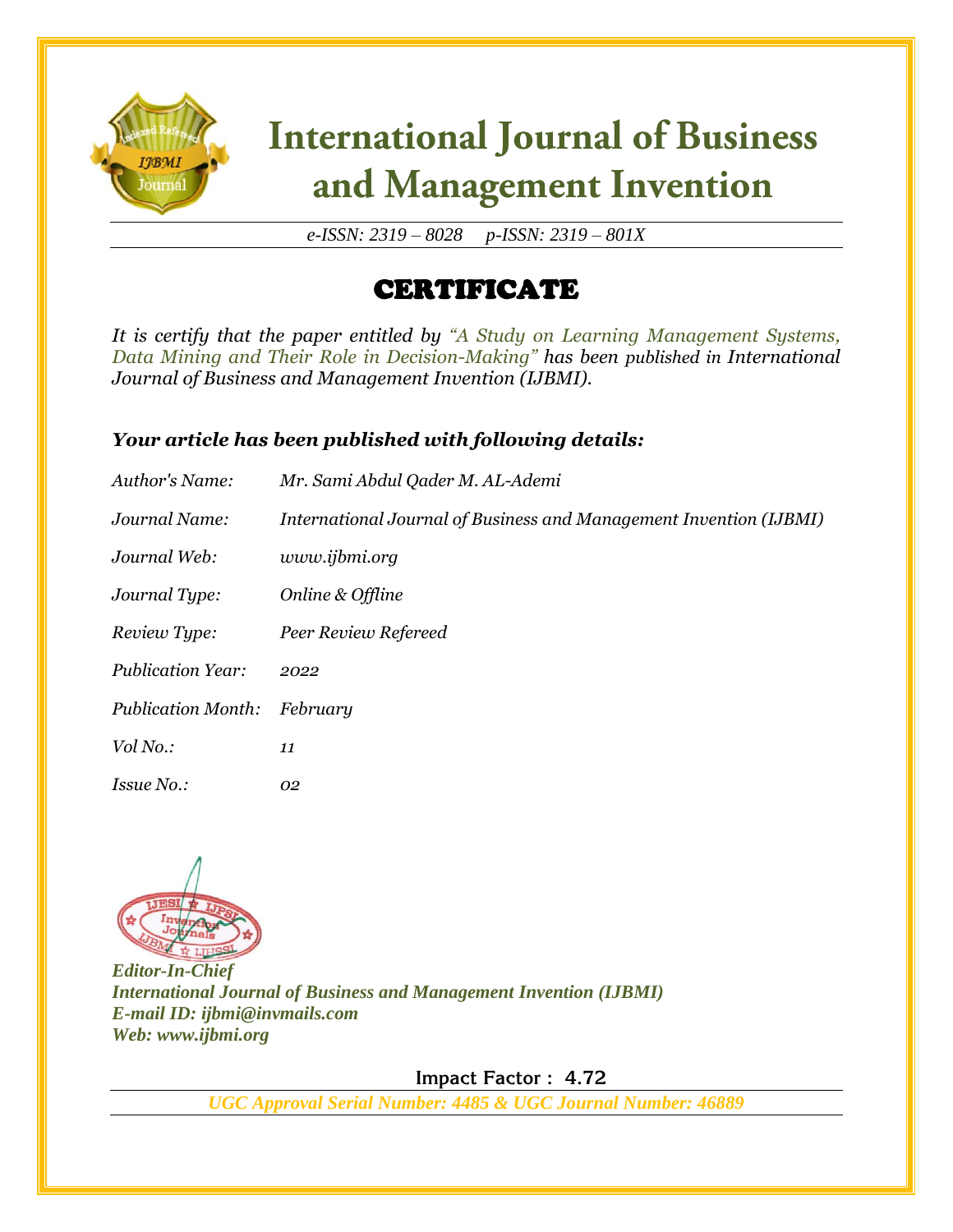# International Journal of Business and Management Invention

*e-ISSN: 2319 – 8028 p-ISSN: 2319 – 801X*

## CERTIFICATE

*It is certify that the paper entitled by "A Study on Learning Management Systems, Data Mining and Their Role in Decision-Making" has been published in International Journal of Business and Management Invention (IJBMI).*

***Your article has been published with following details:***

| | |
|---|---|
| *Author's Name:* | *Mr. Sami Abdul Qader M. AL-Ademi* |
| *Journal Name:* | *International Journal of Business and Management Invention (IJBMI)* |
| *Journal Web:* | *www.ijbmi.org* |
| *Journal Type:* | *Online & Offline* |
| *Review Type:* | *Peer Review Refereed* |
| *Publication Year:* | *2022* |
| *Publication Month:* | *February* |
| *Vol No.:* | *11* |
| *Issue No.:* | *02* |

***Editor-In-Chief***
***International Journal of Business and Management Invention (IJBMI)***
***E-mail ID: ijbmi@invmails.com***
***Web: www.ijbmi.org***

**Impact Factor : 4.72**

***UGC Approval Serial Number: 4485 & UGC Journal Number: 46889***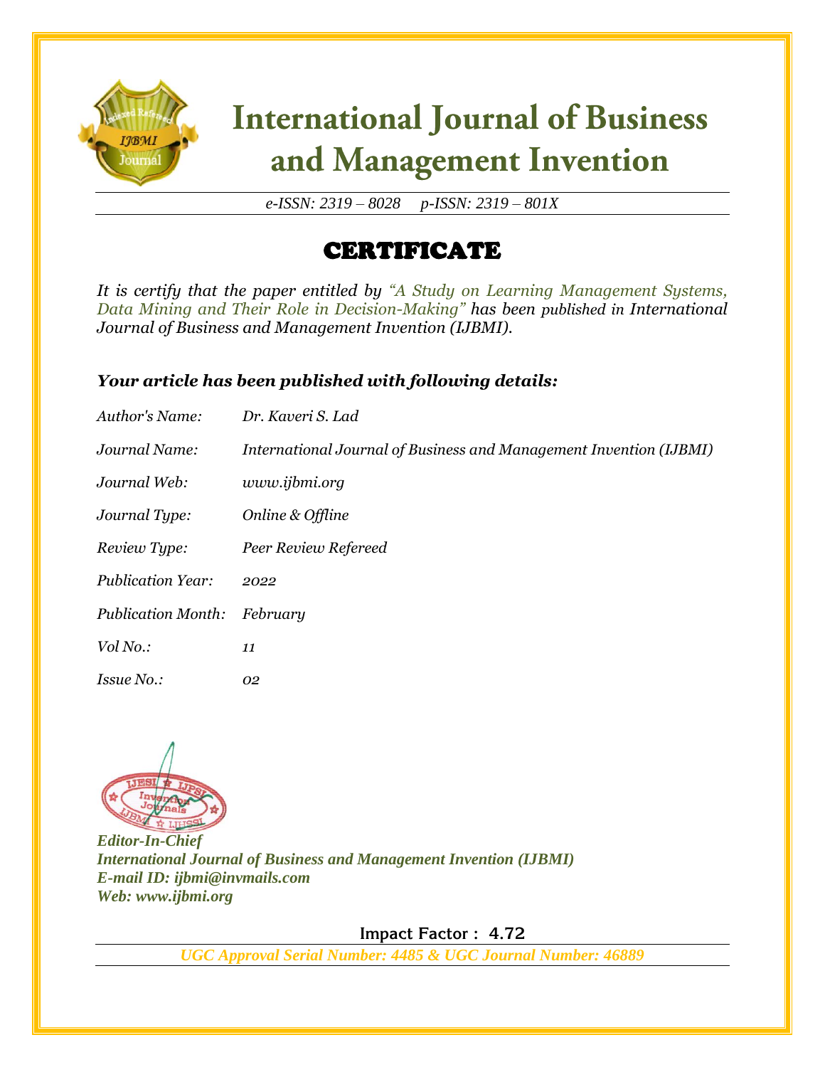# International Journal of Business and Management Invention

*e-ISSN: 2319 – 8028 p-ISSN: 2319 – 801X*

## CERTIFICATE

*It is certify that the paper entitled by "A Study on Learning Management Systems, Data Mining and Their Role in Decision-Making" has been published in International Journal of Business and Management Invention (IJBMI).*

### *Your article has been published with following details:*

| | |
|---|---|
| *Author's Name:* | *Dr. Kaveri S. Lad* |
| *Journal Name:* | *International Journal of Business and Management Invention (IJBMI)* |
| *Journal Web:* | *www.ijbmi.org* |
| *Journal Type:* | *Online & Offline* |
| *Review Type:* | *Peer Review Refereed* |
| *Publication Year:* | *2022* |
| *Publication Month:* | *February* |
| *Vol No.:* | *11* |
| *Issue No.:* | *02* |

***Editor-In-Chief***
***International Journal of Business and Management Invention (IJBMI)***
***E-mail ID: ijbmi@invmails.com***
***Web: www.ijbmi.org***

**Impact Factor : 4.72**

***UGC Approval Serial Number: 4485 & UGC Journal Number: 46889***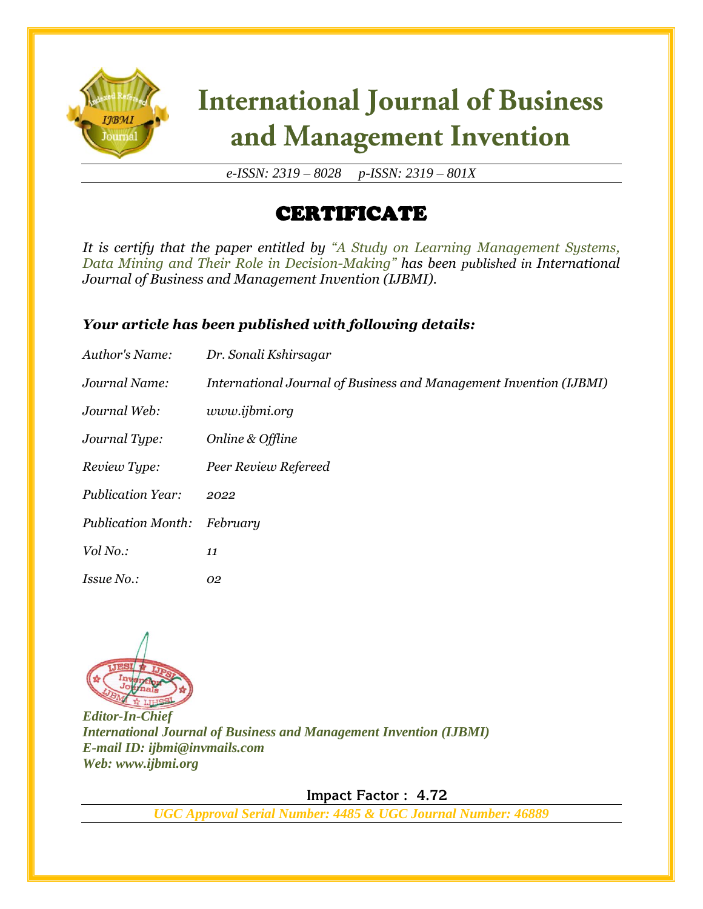# International Journal of Business and Management Invention

*e-ISSN: 2319 – 8028 p-ISSN: 2319 – 801X*

## CERTIFICATE

*It is certify that the paper entitled by "A Study on Learning Management Systems, Data Mining and Their Role in Decision-Making" has been published in International Journal of Business and Management Invention (IJBMI).*

***Your article has been published with following details:***

| | |
|---|---|
| *Author's Name:* | *Dr. Sonali Kshirsagar* |
| *Journal Name:* | *International Journal of Business and Management Invention (IJBMI)* |
| *Journal Web:* | *www.ijbmi.org* |
| *Journal Type:* | *Online & Offline* |
| *Review Type:* | *Peer Review Refereed* |
| *Publication Year:* | *2022* |
| *Publication Month:* | *February* |
| *Vol No.:* | *11* |
| *Issue No.:* | *02* |

***Editor-In-Chief***
***International Journal of Business and Management Invention (IJBMI)***
***E-mail ID: ijbmi@invmails.com***
***Web: www.ijbmi.org***

**Impact Factor : 4.72**

***UGC Approval Serial Number: 4485 & UGC Journal Number: 46889***